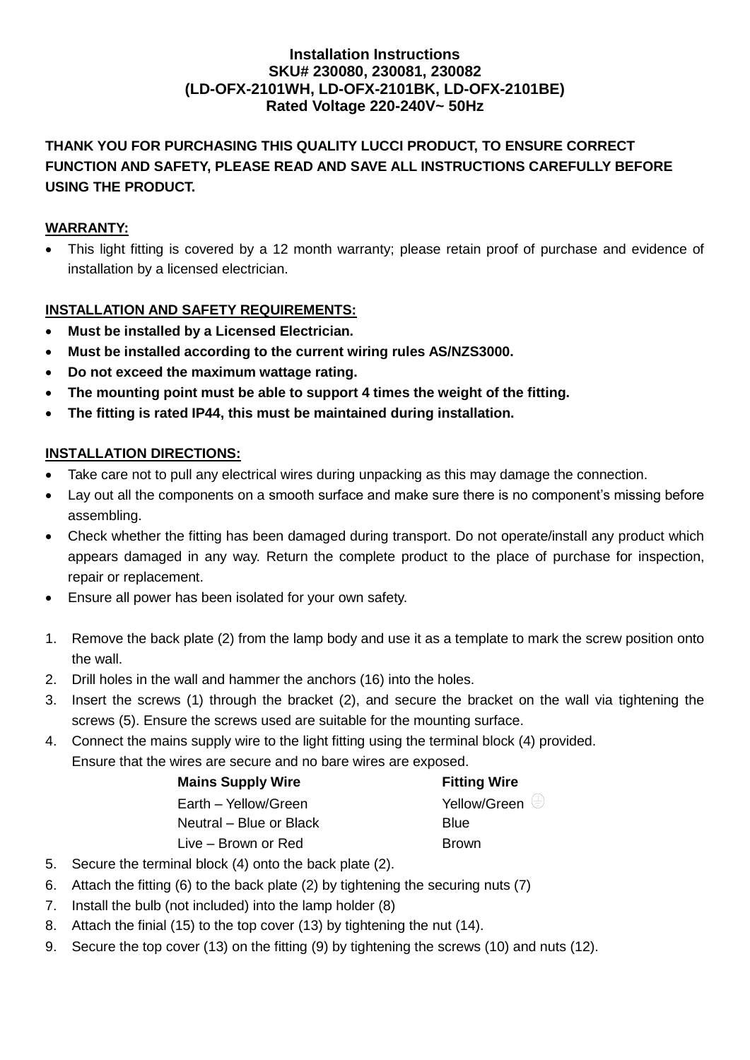**Installation Instructions**
**SKU# 230080, 230081, 230082**
**(LD-OFX-2101WH, LD-OFX-2101BK, LD-OFX-2101BE)**
**Rated Voltage 220-240V~ 50Hz**

**THANK YOU FOR PURCHASING THIS QUALITY LUCCI PRODUCT, TO ENSURE CORRECT FUNCTION AND SAFETY, PLEASE READ AND SAVE ALL INSTRUCTIONS CAREFULLY BEFORE USING THE PRODUCT.**

## WARRANTY:

- This light fitting is covered by a 12 month warranty; please retain proof of purchase and evidence of installation by a licensed electrician.

## INSTALLATION AND SAFETY REQUIREMENTS:

- **Must be installed by a Licensed Electrician.**
- **Must be installed according to the current wiring rules AS/NZS3000.**
- **Do not exceed the maximum wattage rating.**
- **The mounting point must be able to support 4 times the weight of the fitting.**
- **The fitting is rated IP44, this must be maintained during installation.**

## INSTALLATION DIRECTIONS:

- Take care not to pull any electrical wires during unpacking as this may damage the connection.
- Lay out all the components on a smooth surface and make sure there is no component's missing before assembling.
- Check whether the fitting has been damaged during transport. Do not operate/install any product which appears damaged in any way. Return the complete product to the place of purchase for inspection, repair or replacement.
- Ensure all power has been isolated for your own safety.

1. Remove the back plate (2) from the lamp body and use it as a template to mark the screw position onto the wall.
2. Drill holes in the wall and hammer the anchors (16) into the holes.
3. Insert the screws (1) through the bracket (2), and secure the bracket on the wall via tightening the screws (5). Ensure the screws used are suitable for the mounting surface.
4. Connect the mains supply wire to the light fitting using the terminal block (4) provided.
   Ensure that the wires are secure and no bare wires are exposed.

| Mains Supply Wire | Fitting Wire |
|---|---|
| Earth – Yellow/Green | Yellow/Green ⏚ |
| Neutral – Blue or Black | Blue |
| Live – Brown or Red | Brown |

5. Secure the terminal block (4) onto the back plate (2).
6. Attach the fitting (6) to the back plate (2) by tightening the securing nuts (7)
7. Install the bulb (not included) into the lamp holder (8)
8. Attach the finial (15) to the top cover (13) by tightening the nut (14).
9. Secure the top cover (13) on the fitting (9) by tightening the screws (10) and nuts (12).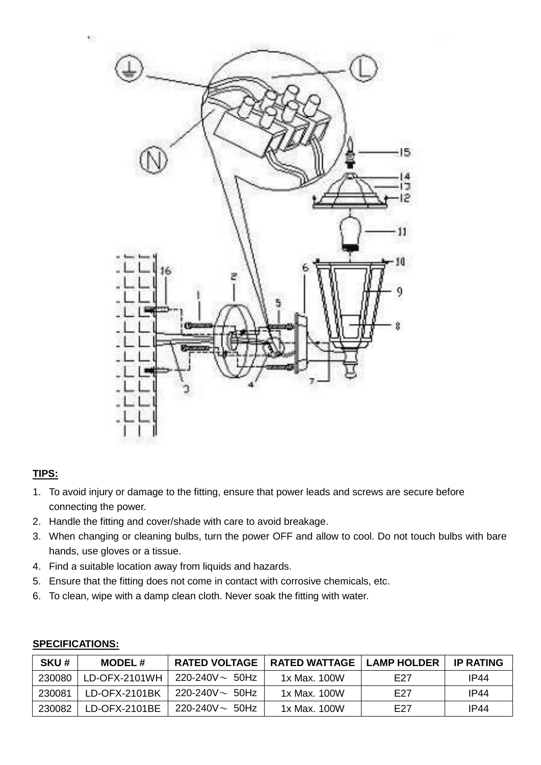**TIPS:**

1. To avoid injury or damage to the fitting, ensure that power leads and screws are secure before connecting the power.
2. Handle the fitting and cover/shade with care to avoid breakage.
3. When changing or cleaning bulbs, turn the power OFF and allow to cool. Do not touch bulbs with bare hands, use gloves or a tissue.
4. Find a suitable location away from liquids and hazards.
5. Ensure that the fitting does not come in contact with corrosive chemicals, etc.
6. To clean, wipe with a damp clean cloth. Never soak the fitting with water.

**SPECIFICATIONS:**

| SKU # | MODEL # | RATED VOLTAGE | RATED WATTAGE | LAMP HOLDER | IP RATING |
|---|---|---|---|---|---|
| 230080 | LD-OFX-2101WH | 220-240V～ 50Hz | 1x Max. 100W | E27 | IP44 |
| 230081 | LD-OFX-2101BK | 220-240V～ 50Hz | 1x Max. 100W | E27 | IP44 |
| 230082 | LD-OFX-2101BE | 220-240V～ 50Hz | 1x Max. 100W | E27 | IP44 |